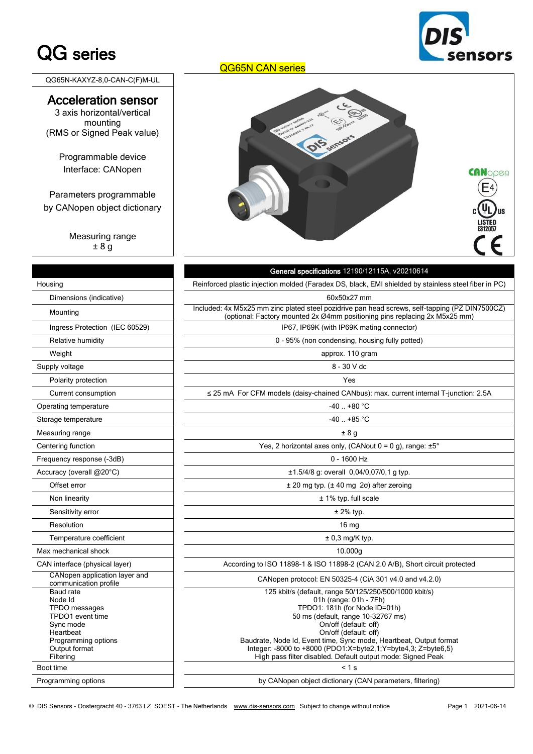# QG series

QG65N CAN series

QG65N-KAXYZ-8,0-CAN-C(F)M-UL

## Acceleration sensor

3 axis horizontal/vertical mounting
(RMS or Signed Peak value)

Programmable device
Interface: CANopen

Parameters programmable by CANopen object dictionary

Measuring range
± 8 g

| | General specifications 12190/12115A, v20210614 |
|---|---|
| Housing | Reinforced plastic injection molded (Faradex DS, black, EMI shielded by stainless steel fiber in PC) |
| Dimensions (indicative) | 60x50x27 mm |
| Mounting | Included: 4x M5x25 mm zinc plated steel pozidrive pan head screws, self-tapping (PZ DIN7500CZ) (optional: Factory mounted 2x Ø4mm positioning pins replacing 2x M5x25 mm) |
| Ingress Protection (IEC 60529) | IP67, IP69K (with IP69K mating connector) |
| Relative humidity | 0 - 95% (non condensing, housing fully potted) |
| Weight | approx. 110 gram |
| Supply voltage | 8 - 30 V dc |
| Polarity protection | Yes |
| Current consumption | ≤ 25 mA For CFM models (daisy-chained CANbus): max. current internal T-junction: 2.5A |
| Operating temperature | -40 .. +80 °C |
| Storage temperature | -40 .. +85 °C |
| Measuring range | ± 8 g |
| Centering function | Yes, 2 horizontal axes only, (CANout 0 = 0 g), range: ±5° |
| Frequency response (-3dB) | 0 - 1600 Hz |
| Accuracy (overall @20°C) | ±1.5/4/8 g: overall 0,04/0,07/0,1 g typ. |
| Offset error | ± 20 mg typ. (± 40 mg 2σ) after zeroing |
| Non linearity | ± 1% typ. full scale |
| Sensitivity error | ± 2% typ. |
| Resolution | 16 mg |
| Temperature coefficient | ± 0,3 mg/K typ. |
| Max mechanical shock | 10.000g |
| CAN interface (physical layer) | According to ISO 11898-1 & ISO 11898-2 (CAN 2.0 A/B), Short circuit protected |
| CANopen application layer and communication profile | CANopen protocol: EN 50325-4 (CiA 301 v4.0 and v4.2.0) |
| Baud rate | 125 kbit/s (default, range 50/125/250/500/1000 kbit/s) |
| Node Id | 01h (range: 01h - 7Fh) |
| TPDO messages | TPDO1: 181h (for Node ID=01h) |
| TPDO1 event time | 50 ms (default, range 10-32767 ms) |
| Sync mode | On/off (default: off) |
| Heartbeat | On/off (default: off) |
| Programming options | Baudrate, Node Id, Event time, Sync mode, Heartbeat, Output format |
| Output format | Integer: -8000 to +8000 (PDO1:X=byte2,1;Y=byte4,3; Z=byte6,5) |
| Filtering | High pass filter disabled. Default output mode: Signed Peak |
| Boot time | < 1 s |
| Programming options | by CANopen object dictionary (CAN parameters, filtering) |

© DIS Sensors - Oostergracht 40 - 3763 LZ SOEST - The Netherlands www.dis-sensors.com Subject to change without notice 2021-06-14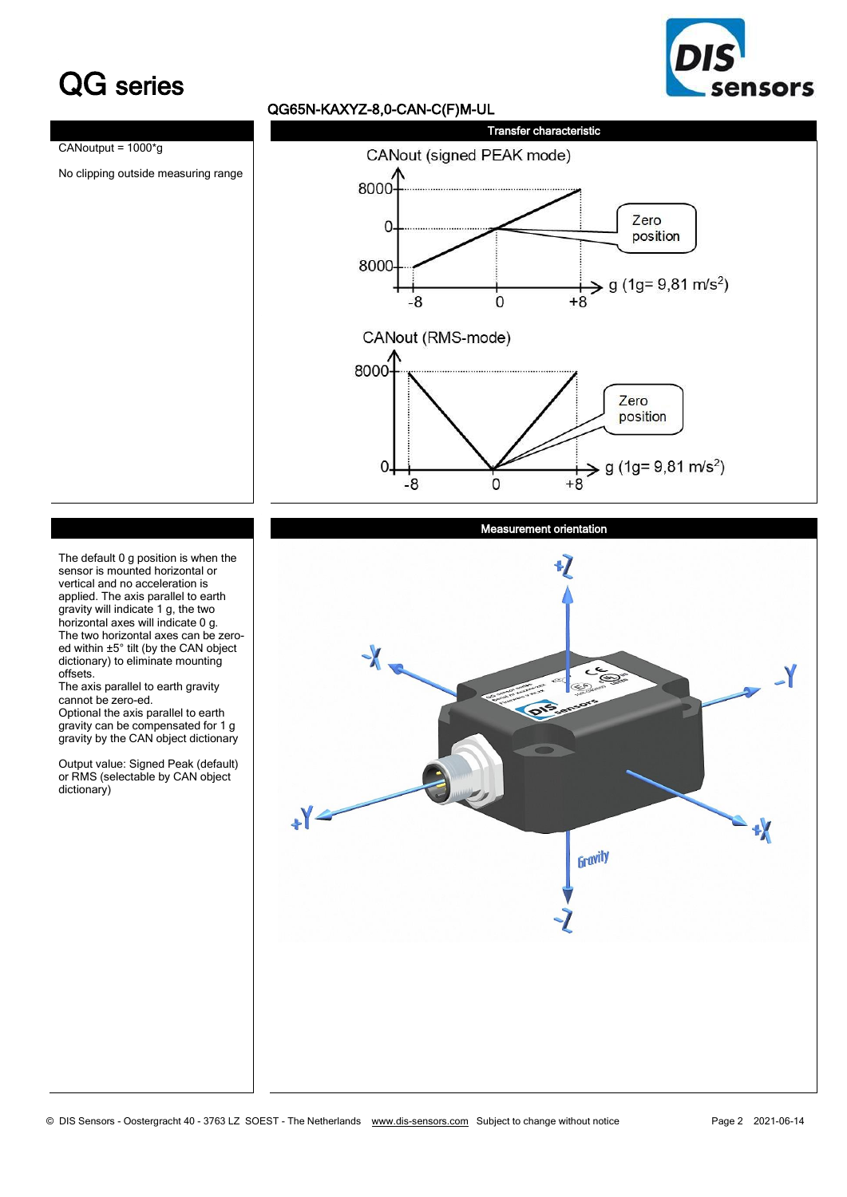# QG series

QG65N-KAXYZ-8,0-CAN-C(F)M-UL

## Transfer characteristic

CANoutput = 1000*g

No clipping outside measuring range

CANout (signed PEAK mode)

8000

0

8000

-8 0 +8

Zero position

g (1g= 9,81 m/s$^2$)

CANout (RMS-mode)

8000

0

-8 0 +8

Zero position

g (1g= 9,81 m/s$^2$)

## Measurement orientation

The default 0 g position is when the sensor is mounted horizontal or vertical and no acceleration is applied. The axis parallel to earth gravity will indicate 1 g, the two horizontal axes will indicate 0 g.
The two horizontal axes can be zero-ed within ±5° tilt (by the CAN object dictionary) to eliminate mounting offsets.
The axis parallel to earth gravity cannot be zero-ed.
Optional the axis parallel to earth gravity can be compensated for 1 g gravity by the CAN object dictionary

Output value: Signed Peak (default) or RMS (selectable by CAN object dictionary)

+Z -X -Y +Y +X Gravity -Z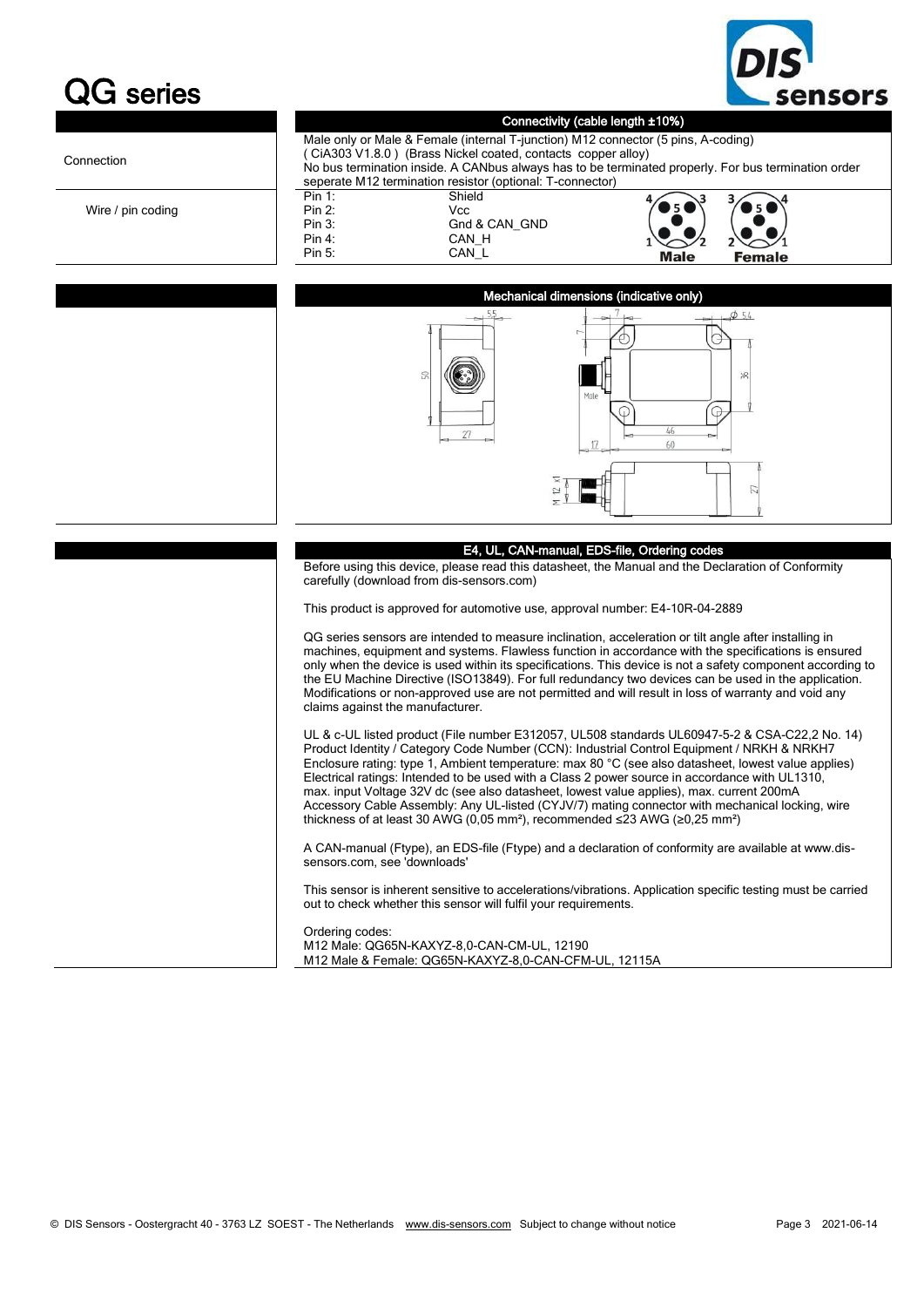# QG series

## Connectivity (cable length ±10%)

| | |
|---|---|
| Connection | Male only or Male & Female (internal T-junction) M12 connector (5 pins, A-coding) ( CiA303 V1.8.0 ) (Brass Nickel coated, contacts copper alloy) No bus termination inside. A CANbus always has to be terminated properly. For bus termination order seperate M12 termination resistor (optional: T-connector) |
| Wire / pin coding | Pin 1: Shield<br>Pin 2: Vcc<br>Pin 3: Gnd & CAN_GND<br>Pin 4: CAN_H<br>Pin 5: CAN_L |

Male Female

## Mechanical dimensions (indicative only)

5.5 7 Ø 5.4 50 36 27 Male 46 60 17 M 12 x1 27

## E4, UL, CAN-manual, EDS-file, Ordering codes

Before using this device, please read this datasheet, the Manual and the Declaration of Conformity carefully (download from dis-sensors.com)

This product is approved for automotive use, approval number: E4-10R-04-2889

QG series sensors are intended to measure inclination, acceleration or tilt angle after installing in machines, equipment and systems. Flawless function in accordance with the specifications is ensured only when the device is used within its specifications. This device is not a safety component according to the EU Machine Directive (ISO13849). For full redundancy two devices can be used in the application. Modifications or non-approved use are not permitted and will result in loss of warranty and void any claims against the manufacturer.

UL & c-UL listed product (File number E312057, UL508 standards UL60947-5-2 & CSA-C22,2 No. 14)
Product Identity / Category Code Number (CCN): Industrial Control Equipment / NRKH & NRKH7
Enclosure rating: type 1, Ambient temperature: max 80 °C (see also datasheet, lowest value applies)
Electrical ratings: Intended to be used with a Class 2 power source in accordance with UL1310, max. input Voltage 32V dc (see also datasheet, lowest value applies), max. current 200mA
Accessory Cable Assembly: Any UL-listed (CYJV/7) mating connector with mechanical locking, wire thickness of at least 30 AWG (0,05 mm²), recommended ≤23 AWG (≥0,25 mm²)

A CAN-manual (Ftype), an EDS-file (Ftype) and a declaration of conformity are available at www.dis-sensors.com, see 'downloads'

This sensor is inherent sensitive to accelerations/vibrations. Application specific testing must be carried out to check whether this sensor will fulfil your requirements.

Ordering codes:
M12 Male: QG65N-KAXYZ-8,0-CAN-CM-UL, 12190
M12 Male & Female: QG65N-KAXYZ-8,0-CAN-CFM-UL, 12115A

© DIS Sensors - Oostergracht 40 - 3763 LZ SOEST - The Netherlands www.dis-sensors.com Subject to change without notice 2021-06-14